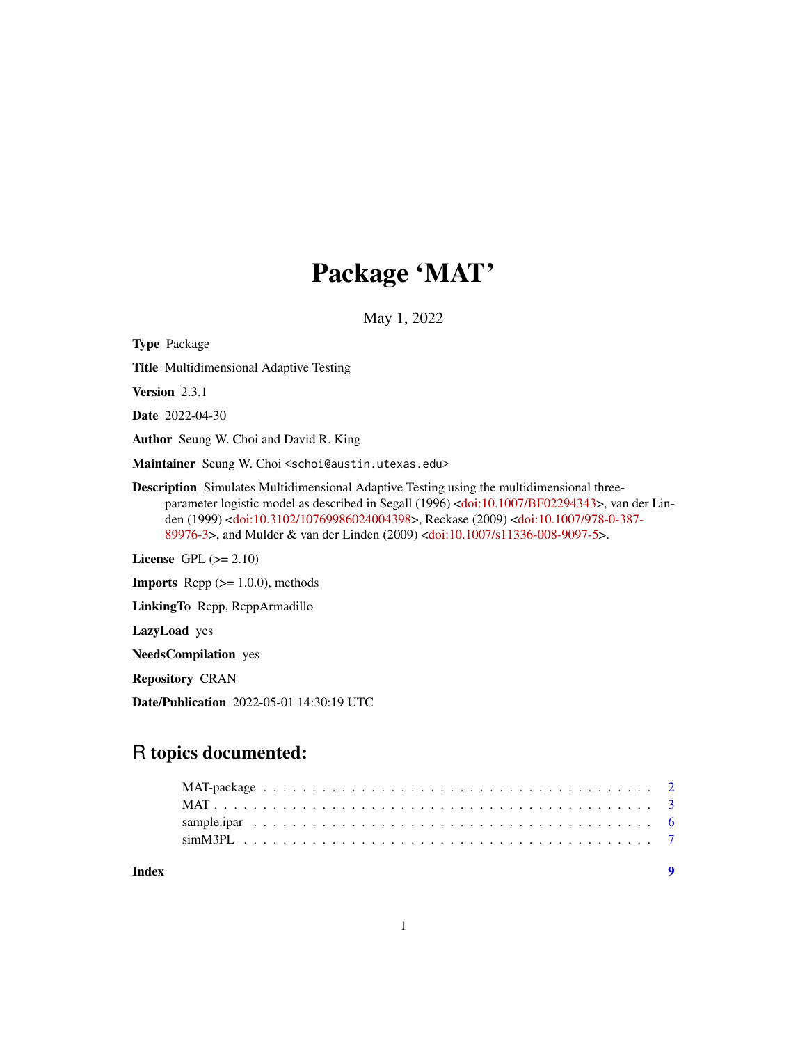# Package 'MAT'

May 1, 2022

**Type** Package

**Title** Multidimensional Adaptive Testing

**Version** 2.3.1

**Date** 2022-04-30

**Author** Seung W. Choi and David R. King

**Maintainer** Seung W. Choi <schoi@austin.utexas.edu>

**Description** Simulates Multidimensional Adaptive Testing using the multidimensional three-parameter logistic model as described in Segall (1996) <doi:10.1007/BF02294343>, van der Linden (1999) <doi:10.3102/10769986024004398>, Reckase (2009) <doi:10.1007/978-0-387-89976-3>, and Mulder & van der Linden (2009) <doi:10.1007/s11336-008-9097-5>.

**License** GPL (>= 2.10)

**Imports** Rcpp (>= 1.0.0), methods

**LinkingTo** Rcpp, RcppArmadillo

**LazyLoad** yes

**NeedsCompilation** yes

**Repository** CRAN

**Date/Publication** 2022-05-01 14:30:19 UTC

## R topics documented:

| | |
|---|---|
| MAT-package | 2 |
| MAT | 3 |
| sample.ipar | 6 |
| simM3PL | 7 |
| **Index** | **9** |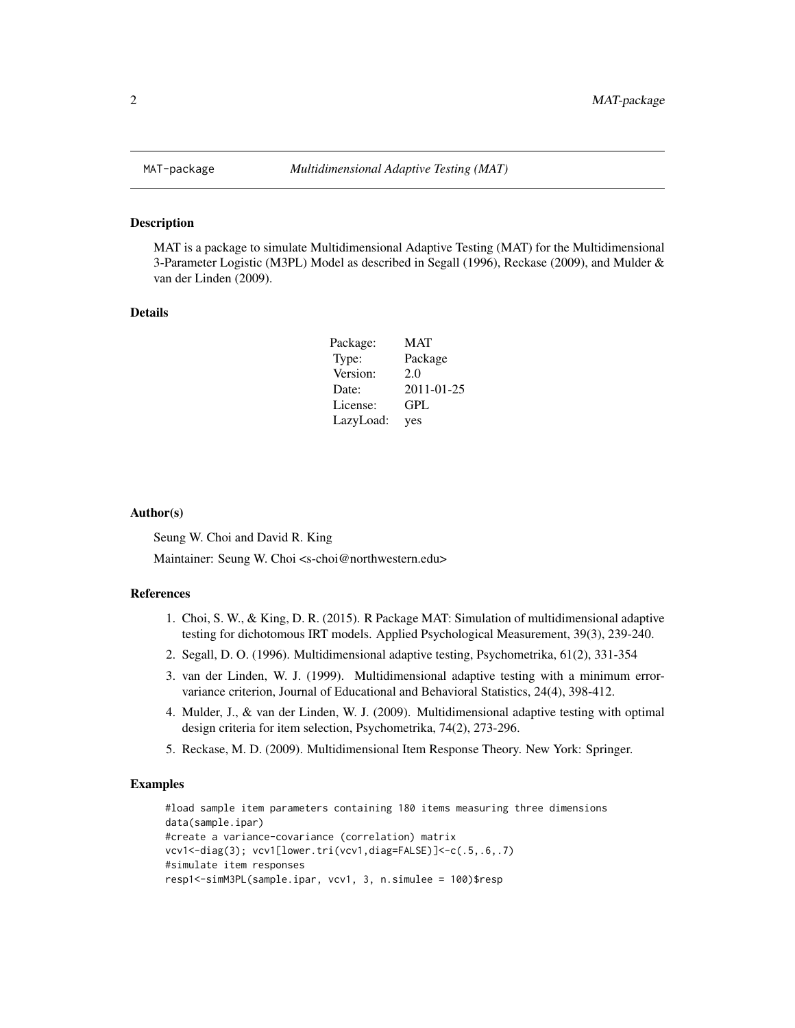MAT-package *Multidimensional Adaptive Testing (MAT)*

## Description

MAT is a package to simulate Multidimensional Adaptive Testing (MAT) for the Multidimensional 3-Parameter Logistic (M3PL) Model as described in Segall (1996), Reckase (2009), and Mulder & van der Linden (2009).

## Details

| | |
|---|---|
| Package: | MAT |
| Type: | Package |
| Version: | 2.0 |
| Date: | 2011-01-25 |
| License: | GPL |
| LazyLoad: | yes |

## Author(s)

Seung W. Choi and David R. King

Maintainer: Seung W. Choi <s-choi@northwestern.edu>

## References

1. Choi, S. W., & King, D. R. (2015). R Package MAT: Simulation of multidimensional adaptive testing for dichotomous IRT models. Applied Psychological Measurement, 39(3), 239-240.
2. Segall, D. O. (1996). Multidimensional adaptive testing, Psychometrika, 61(2), 331-354
3. van der Linden, W. J. (1999). Multidimensional adaptive testing with a minimum error-variance criterion, Journal of Educational and Behavioral Statistics, 24(4), 398-412.
4. Mulder, J., & van der Linden, W. J. (2009). Multidimensional adaptive testing with optimal design criteria for item selection, Psychometrika, 74(2), 273-296.
5. Reckase, M. D. (2009). Multidimensional Item Response Theory. New York: Springer.

## Examples

```
#load sample item parameters containing 180 items measuring three dimensions
data(sample.ipar)
#create a variance-covariance (correlation) matrix
vcv1<-diag(3); vcv1[lower.tri(vcv1,diag=FALSE)]<-c(.5,.6,.7)
#simulate item responses
resp1<-simM3PL(sample.ipar, vcv1, 3, n.simulee = 100)$resp
```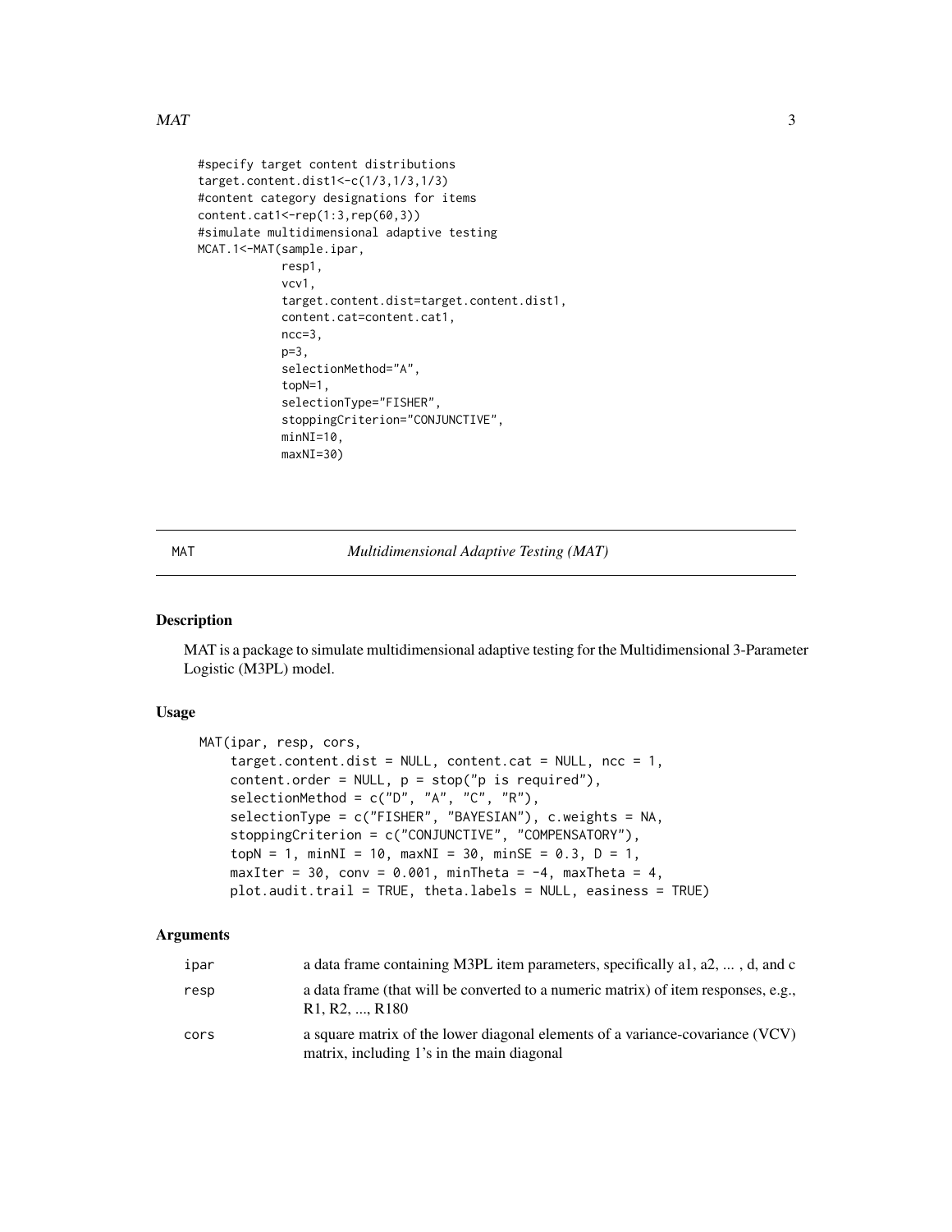```
#specify target content distributions
target.content.dist1<-c(1/3,1/3,1/3)
#content category designations for items
content.cat1<-rep(1:3,rep(60,3))
#simulate multidimensional adaptive testing
MCAT.1<-MAT(sample.ipar,
            resp1,
            vcv1,
            target.content.dist=target.content.dist1,
            content.cat=content.cat1,
            ncc=3,
            p=3,
            selectionMethod="A",
            topN=1,
            selectionType="FISHER",
            stoppingCriterion="CONJUNCTIVE",
            minNI=10,
            maxNI=30)
```

---

MAT — *Multidimensional Adaptive Testing (MAT)*

---

## Description

MAT is a package to simulate multidimensional adaptive testing for the Multidimensional 3-Parameter Logistic (M3PL) model.

## Usage

```
MAT(ipar, resp, cors,
    target.content.dist = NULL, content.cat = NULL, ncc = 1,
    content.order = NULL, p = stop("p is required"),
    selectionMethod = c("D", "A", "C", "R"),
    selectionType = c("FISHER", "BAYESIAN"), c.weights = NA,
    stoppingCriterion = c("CONJUNCTIVE", "COMPENSATORY"),
    topN = 1, minNI = 10, maxNI = 30, minSE = 0.3, D = 1,
    maxIter = 30, conv = 0.001, minTheta = -4, maxTheta = 4,
    plot.audit.trail = TRUE, theta.labels = NULL, easiness = TRUE)
```

## Arguments

| | |
|---|---|
| `ipar` | a data frame containing M3PL item parameters, specifically a1, a2, ... , d, and c |
| `resp` | a data frame (that will be converted to a numeric matrix) of item responses, e.g., R1, R2, ..., R180 |
| `cors` | a square matrix of the lower diagonal elements of a variance-covariance (VCV) matrix, including 1's in the main diagonal |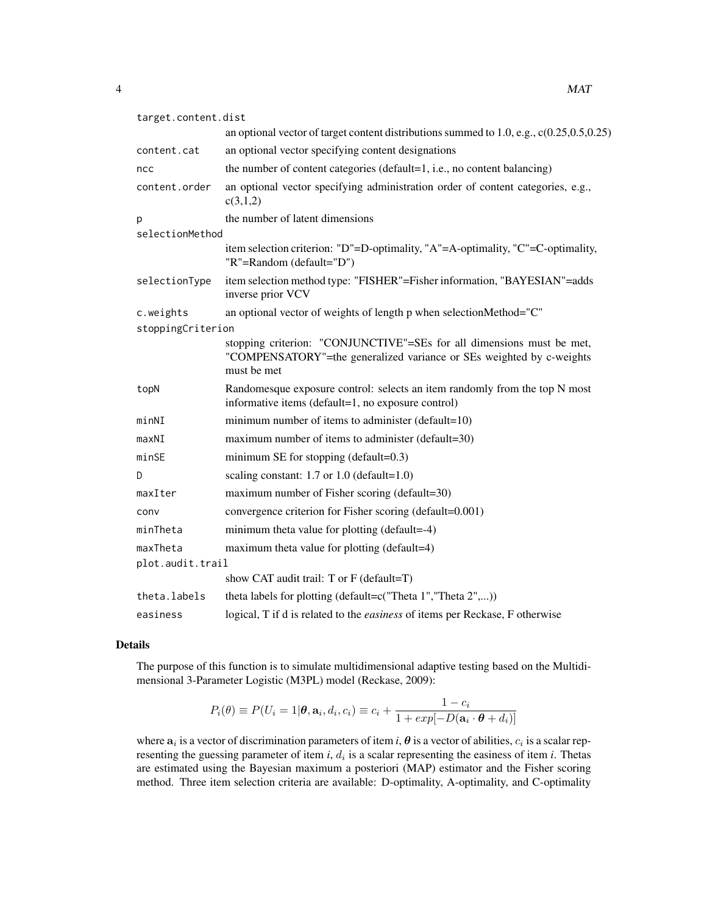| | |
|---|---|
| `target.content.dist` | an optional vector of target content distributions summed to 1.0, e.g., c(0.25,0.5,0.25) |
| `content.cat` | an optional vector specifying content designations |
| `ncc` | the number of content categories (default=1, i.e., no content balancing) |
| `content.order` | an optional vector specifying administration order of content categories, e.g., c(3,1,2) |
| `p` | the number of latent dimensions |
| `selectionMethod` | item selection criterion: "D"=D-optimality, "A"=A-optimality, "C"=C-optimality, "R"=Random (default="D") |
| `selectionType` | item selection method type: "FISHER"=Fisher information, "BAYESIAN"=adds inverse prior VCV |
| `c.weights` | an optional vector of weights of length p when selectionMethod="C" |
| `stoppingCriterion` | stopping criterion: "CONJUNCTIVE"=SEs for all dimensions must be met, "COMPENSATORY"=the generalized variance or SEs weighted by c-weights must be met |
| `topN` | Randomesque exposure control: selects an item randomly from the top N most informative items (default=1, no exposure control) |
| `minNI` | minimum number of items to administer (default=10) |
| `maxNI` | maximum number of items to administer (default=30) |
| `minSE` | minimum SE for stopping (default=0.3) |
| `D` | scaling constant: 1.7 or 1.0 (default=1.0) |
| `maxIter` | maximum number of Fisher scoring (default=30) |
| `conv` | convergence criterion for Fisher scoring (default=0.001) |
| `minTheta` | minimum theta value for plotting (default=-4) |
| `maxTheta` | maximum theta value for plotting (default=4) |
| `plot.audit.trail` | show CAT audit trail: T or F (default=T) |
| `theta.labels` | theta labels for plotting (default=c("Theta 1","Theta 2",...)) |
| `easiness` | logical, T if d is related to the *easiness* of items per Reckase, F otherwise |

## Details

The purpose of this function is to simulate multidimensional adaptive testing based on the Multidimensional 3-Parameter Logistic (M3PL) model (Reckase, 2009):

$$P_i(\theta) \equiv P(U_i = 1|\boldsymbol{\theta}, \mathbf{a}_i, d_i, c_i) \equiv c_i + \frac{1 - c_i}{1 + exp[-D(\mathbf{a}_i \cdot \boldsymbol{\theta} + d_i)]}$$

where $\mathbf{a}_i$ is a vector of discrimination parameters of item *i*, $\boldsymbol{\theta}$ is a vector of abilities, $c_i$ is a scalar representing the guessing parameter of item *i*, $d_i$ is a scalar representing the easiness of item *i*. Thetas are estimated using the Bayesian maximum a posteriori (MAP) estimator and the Fisher scoring method. Three item selection criteria are available: D-optimality, A-optimality, and C-optimality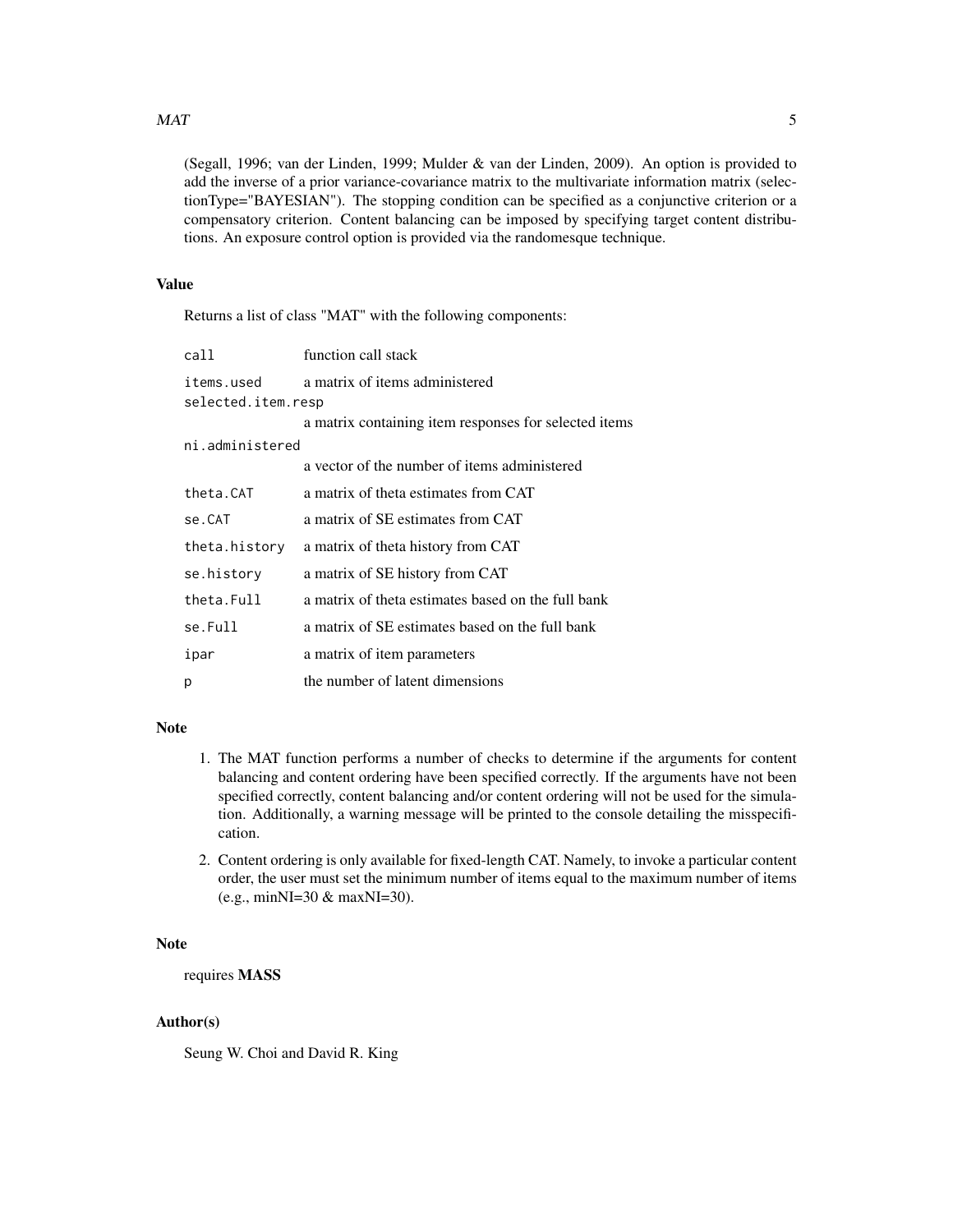(Segall, 1996; van der Linden, 1999; Mulder & van der Linden, 2009). An option is provided to add the inverse of a prior variance-covariance matrix to the multivariate information matrix (selectionType="BAYESIAN"). The stopping condition can be specified as a conjunctive criterion or a compensatory criterion. Content balancing can be imposed by specifying target content distributions. An exposure control option is provided via the randomesque technique.

### Value

Returns a list of class "MAT" with the following components:

| | |
|---|---|
| `call` | function call stack |
| `items.used` | a matrix of items administered |
| `selected.item.resp` | a matrix containing item responses for selected items |
| `ni.administered` | a vector of the number of items administered |
| `theta.CAT` | a matrix of theta estimates from CAT |
| `se.CAT` | a matrix of SE estimates from CAT |
| `theta.history` | a matrix of theta history from CAT |
| `se.history` | a matrix of SE history from CAT |
| `theta.Full` | a matrix of theta estimates based on the full bank |
| `se.Full` | a matrix of SE estimates based on the full bank |
| `ipar` | a matrix of item parameters |
| `p` | the number of latent dimensions |

### Note

1. The MAT function performs a number of checks to determine if the arguments for content balancing and content ordering have been specified correctly. If the arguments have not been specified correctly, content balancing and/or content ordering will not be used for the simulation. Additionally, a warning message will be printed to the console detailing the misspecification.
2. Content ordering is only available for fixed-length CAT. Namely, to invoke a particular content order, the user must set the minimum number of items equal to the maximum number of items (e.g., minNI=30 & maxNI=30).

### Note

requires **MASS**

### Author(s)

Seung W. Choi and David R. King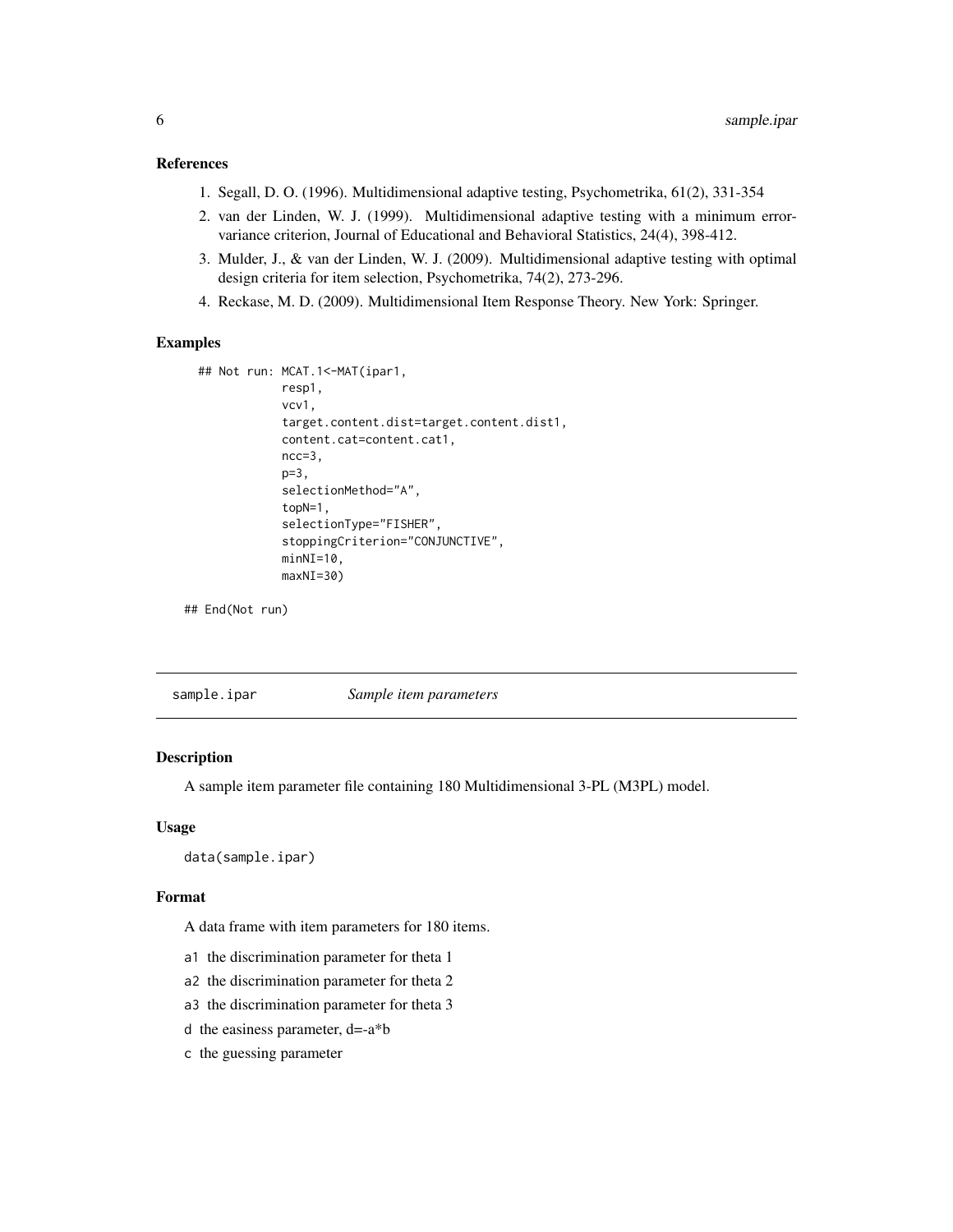### References

1. Segall, D. O. (1996). Multidimensional adaptive testing, Psychometrika, 61(2), 331-354
2. van der Linden, W. J. (1999). Multidimensional adaptive testing with a minimum error-variance criterion, Journal of Educational and Behavioral Statistics, 24(4), 398-412.
3. Mulder, J., & van der Linden, W. J. (2009). Multidimensional adaptive testing with optimal design criteria for item selection, Psychometrika, 74(2), 273-296.
4. Reckase, M. D. (2009). Multidimensional Item Response Theory. New York: Springer.

### Examples

```
## Not run: MCAT.1<-MAT(ipar1,
            resp1,
            vcv1,
            target.content.dist=target.content.dist1,
            content.cat=content.cat1,
            ncc=3,
            p=3,
            selectionMethod="A",
            topN=1,
            selectionType="FISHER",
            stoppingCriterion="CONJUNCTIVE",
            minNI=10,
            maxNI=30)

## End(Not run)
```

---

## sample.ipar    *Sample item parameters*

### Description

A sample item parameter file containing 180 Multidimensional 3-PL (M3PL) model.

### Usage

```
data(sample.ipar)
```

### Format

A data frame with item parameters for 180 items.

- `a1` the discrimination parameter for theta 1
- `a2` the discrimination parameter for theta 2
- `a3` the discrimination parameter for theta 3
- `d` the easiness parameter, d=-a*b
- `c` the guessing parameter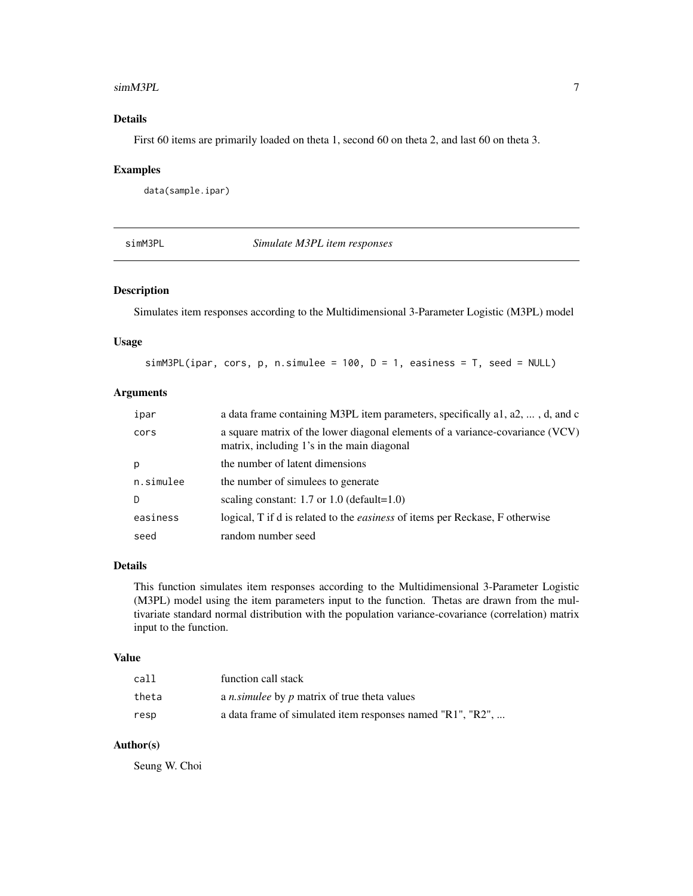### Details

First 60 items are primarily loaded on theta 1, second 60 on theta 2, and last 60 on theta 3.

### Examples

```
data(sample.ipar)
```

---

## simM3PL — *Simulate M3PL item responses*

---

### Description

Simulates item responses according to the Multidimensional 3-Parameter Logistic (M3PL) model

### Usage

```
simM3PL(ipar, cors, p, n.simulee = 100, D = 1, easiness = T, seed = NULL)
```

### Arguments

| | |
|---|---|
| ipar | a data frame containing M3PL item parameters, specifically a1, a2, ... , d, and c |
| cors | a square matrix of the lower diagonal elements of a variance-covariance (VCV) matrix, including 1's in the main diagonal |
| p | the number of latent dimensions |
| n.simulee | the number of simulees to generate |
| D | scaling constant: 1.7 or 1.0 (default=1.0) |
| easiness | logical, T if d is related to the *easiness* of items per Reckase, F otherwise |
| seed | random number seed |

### Details

This function simulates item responses according to the Multidimensional 3-Parameter Logistic (M3PL) model using the item parameters input to the function. Thetas are drawn from the multivariate standard normal distribution with the population variance-covariance (correlation) matrix input to the function.

### Value

| | |
|---|---|
| call | function call stack |
| theta | a *n.simulee* by *p* matrix of true theta values |
| resp | a data frame of simulated item responses named "R1", "R2", ... |

### Author(s)

Seung W. Choi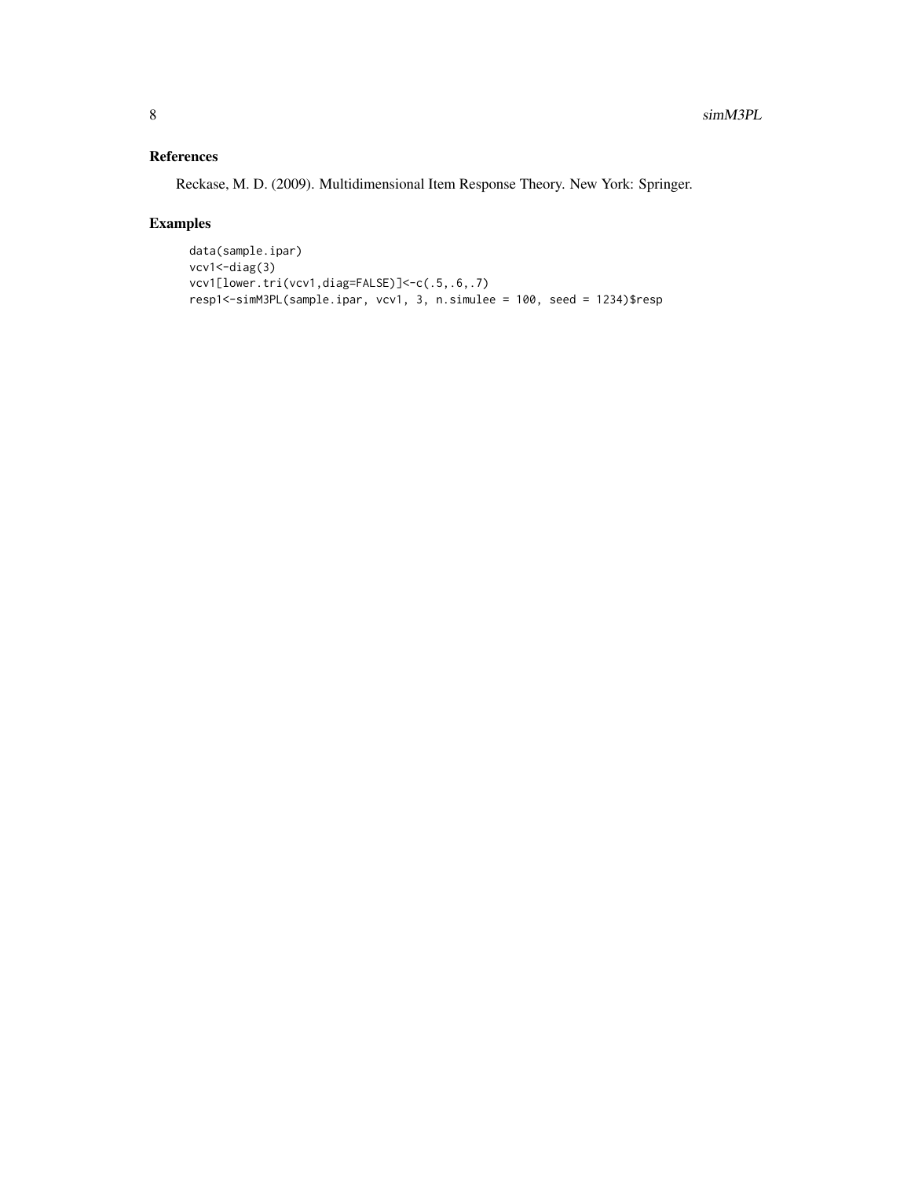## References

Reckase, M. D. (2009). Multidimensional Item Response Theory. New York: Springer.

## Examples

```
data(sample.ipar)
vcv1<-diag(3)
vcv1[lower.tri(vcv1,diag=FALSE)]<-c(.5,.6,.7)
resp1<-simM3PL(sample.ipar, vcv1, 3, n.simulee = 100, seed = 1234)$resp
```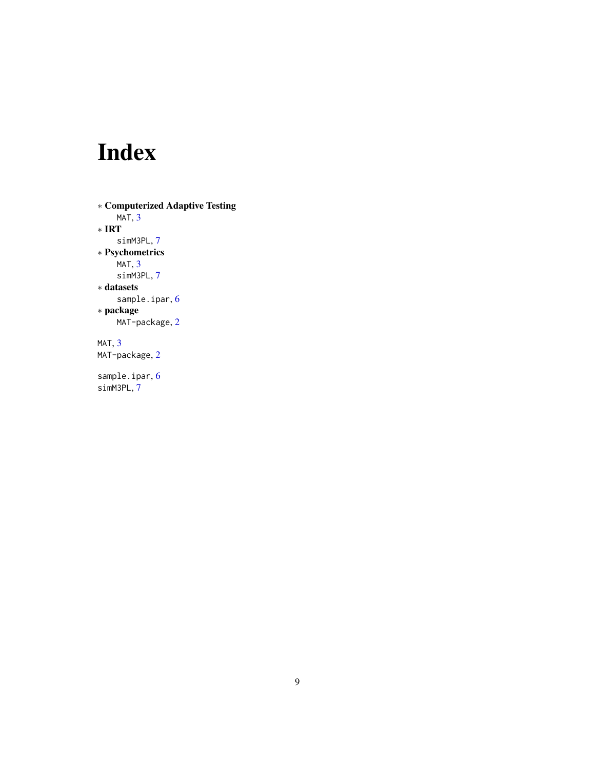# Index

∗ **Computerized Adaptive Testing**
    MAT, 3
∗ **IRT**
    simM3PL, 7
∗ **Psychometrics**
    MAT, 3
    simM3PL, 7
∗ **datasets**
    sample.ipar, 6
∗ **package**
    MAT-package, 2

MAT, 3
MAT-package, 2

sample.ipar, 6
simM3PL, 7